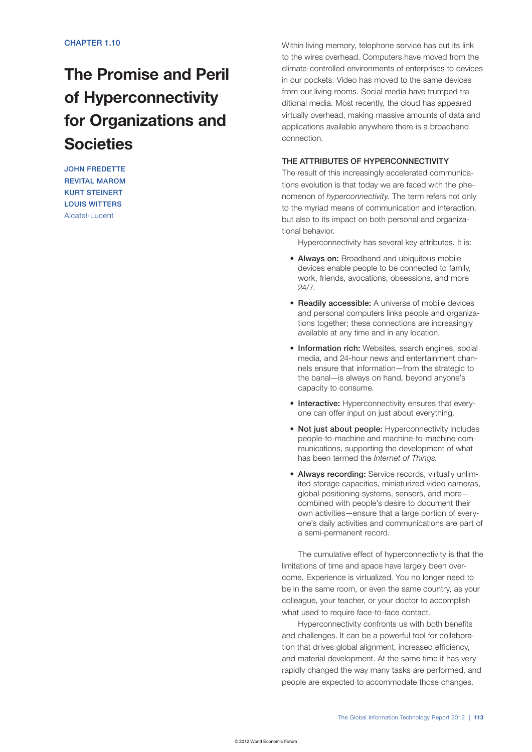CHAPTER 1.10

# The Promise and Peril of Hyperconnectivity for Organizations and Societies

JOHN FREDETTE
REVITAL MAROM
KURT STEINERT
LOUIS WITTERS
Alcatel-Lucent

Within living memory, telephone service has cut its link to the wires overhead. Computers have moved from the climate-controlled environments of enterprises to devices in our pockets. Video has moved to the same devices from our living rooms. Social media have trumped traditional media. Most recently, the cloud has appeared virtually overhead, making massive amounts of data and applications available anywhere there is a broadband connection.

## THE ATTRIBUTES OF HYPERCONNECTIVITY

The result of this increasingly accelerated communications evolution is that today we are faced with the phenomenon of *hyperconnectivity.* The term refers not only to the myriad means of communication and interaction, but also to its impact on both personal and organizational behavior.

Hyperconnectivity has several key attributes. It is:

- **Always on:** Broadband and ubiquitous mobile devices enable people to be connected to family, work, friends, avocations, obsessions, and more 24/7.
- **Readily accessible:** A universe of mobile devices and personal computers links people and organizations together; these connections are increasingly available at any time and in any location.
- **Information rich:** Websites, search engines, social media, and 24-hour news and entertainment channels ensure that information—from the strategic to the banal—is always on hand, beyond anyone's capacity to consume.
- **Interactive:** Hyperconnectivity ensures that everyone can offer input on just about everything.
- **Not just about people:** Hyperconnectivity includes people-to-machine and machine-to-machine communications, supporting the development of what has been termed the *Internet of Things.*
- **Always recording:** Service records, virtually unlimited storage capacities, miniaturized video cameras, global positioning systems, sensors, and more—combined with people's desire to document their own activities—ensure that a large portion of everyone's daily activities and communications are part of a semi-permanent record.

The cumulative effect of hyperconnectivity is that the limitations of time and space have largely been overcome. Experience is virtualized. You no longer need to be in the same room, or even the same country, as your colleague, your teacher, or your doctor to accomplish what used to require face-to-face contact.

Hyperconnectivity confronts us with both benefits and challenges. It can be a powerful tool for collaboration that drives global alignment, increased efficiency, and material development. At the same time it has very rapidly changed the way many tasks are performed, and people are expected to accommodate those changes.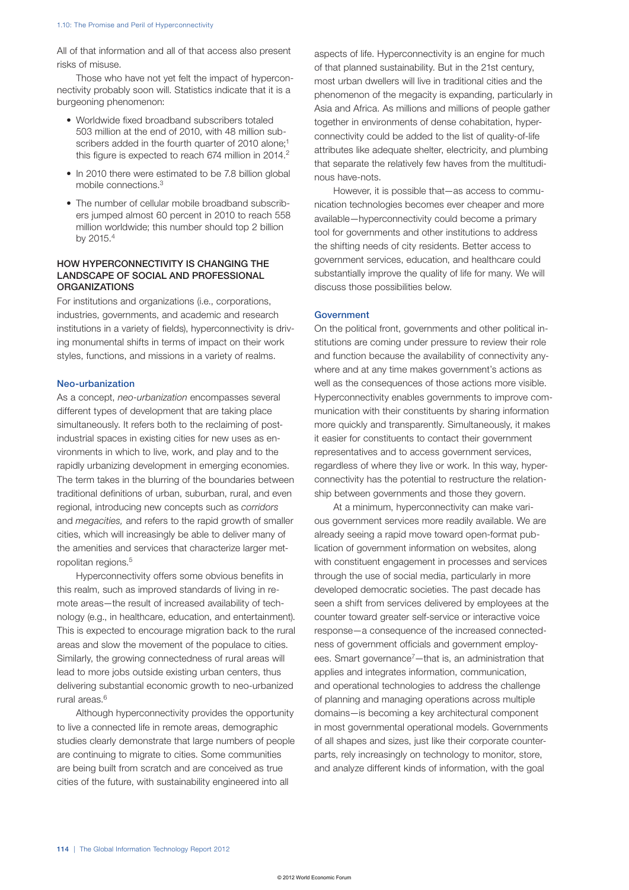All of that information and all of that access also present risks of misuse.

Those who have not yet felt the impact of hyperconnectivity probably soon will. Statistics indicate that it is a burgeoning phenomenon:

- Worldwide fixed broadband subscribers totaled 503 million at the end of 2010, with 48 million subscribers added in the fourth quarter of 2010 alone;[1] this figure is expected to reach 674 million in 2014.[2]
- In 2010 there were estimated to be 7.8 billion global mobile connections.[3]
- The number of cellular mobile broadband subscribers jumped almost 60 percent in 2010 to reach 558 million worldwide; this number should top 2 billion by 2015.[4]

## HOW HYPERCONNECTIVITY IS CHANGING THE LANDSCAPE OF SOCIAL AND PROFESSIONAL ORGANIZATIONS

For institutions and organizations (i.e., corporations, industries, governments, and academic and research institutions in a variety of fields), hyperconnectivity is driving monumental shifts in terms of impact on their work styles, functions, and missions in a variety of realms.

### Neo-urbanization

As a concept, *neo-urbanization* encompasses several different types of development that are taking place simultaneously. It refers both to the reclaiming of post-industrial spaces in existing cities for new uses as environments in which to live, work, and play and to the rapidly urbanizing development in emerging economies. The term takes in the blurring of the boundaries between traditional definitions of urban, suburban, rural, and even regional, introducing new concepts such as *corridors* and *megacities,* and refers to the rapid growth of smaller cities, which will increasingly be able to deliver many of the amenities and services that characterize larger metropolitan regions.[5]

Hyperconnectivity offers some obvious benefits in this realm, such as improved standards of living in remote areas—the result of increased availability of technology (e.g., in healthcare, education, and entertainment). This is expected to encourage migration back to the rural areas and slow the movement of the populace to cities. Similarly, the growing connectedness of rural areas will lead to more jobs outside existing urban centers, thus delivering substantial economic growth to neo-urbanized rural areas.[6]

Although hyperconnectivity provides the opportunity to live a connected life in remote areas, demographic studies clearly demonstrate that large numbers of people are continuing to migrate to cities. Some communities are being built from scratch and are conceived as true cities of the future, with sustainability engineered into all aspects of life. Hyperconnectivity is an engine for much of that planned sustainability. But in the 21st century, most urban dwellers will live in traditional cities and the phenomenon of the megacity is expanding, particularly in Asia and Africa. As millions and millions of people gather together in environments of dense cohabitation, hyperconnectivity could be added to the list of quality-of-life attributes like adequate shelter, electricity, and plumbing that separate the relatively few haves from the multitudinous have-nots.

However, it is possible that—as access to communication technologies becomes ever cheaper and more available—hyperconnectivity could become a primary tool for governments and other institutions to address the shifting needs of city residents. Better access to government services, education, and healthcare could substantially improve the quality of life for many. We will discuss those possibilities below.

### Government

On the political front, governments and other political institutions are coming under pressure to review their role and function because the availability of connectivity anywhere and at any time makes government's actions as well as the consequences of those actions more visible. Hyperconnectivity enables governments to improve communication with their constituents by sharing information more quickly and transparently. Simultaneously, it makes it easier for constituents to contact their government representatives and to access government services, regardless of where they live or work. In this way, hyperconnectivity has the potential to restructure the relationship between governments and those they govern.

At a minimum, hyperconnectivity can make various government services more readily available. We are already seeing a rapid move toward open-format publication of government information on websites, along with constituent engagement in processes and services through the use of social media, particularly in more developed democratic societies. The past decade has seen a shift from services delivered by employees at the counter toward greater self-service or interactive voice response—a consequence of the increased connectedness of government officials and government employees. Smart governance[7]—that is, an administration that applies and integrates information, communication, and operational technologies to address the challenge of planning and managing operations across multiple domains—is becoming a key architectural component in most governmental operational models. Governments of all shapes and sizes, just like their corporate counterparts, rely increasingly on technology to monitor, store, and analyze different kinds of information, with the goal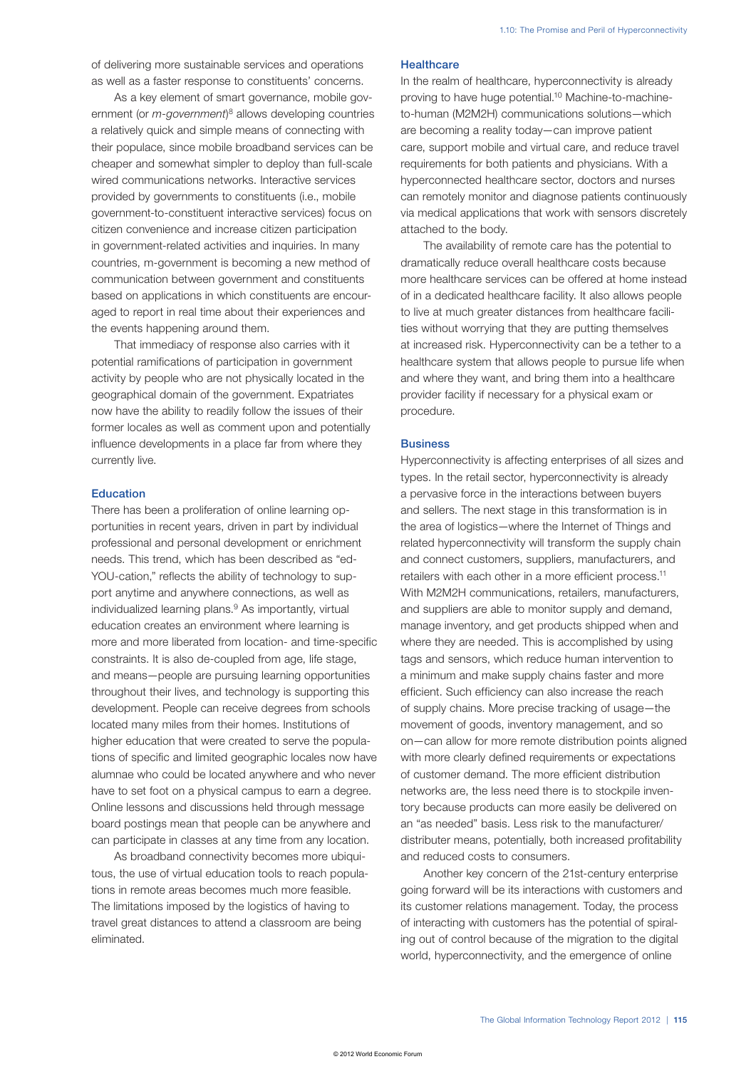of delivering more sustainable services and operations as well as a faster response to constituents' concerns.

As a key element of smart governance, mobile government (or *m-government*)[8] allows developing countries a relatively quick and simple means of connecting with their populace, since mobile broadband services can be cheaper and somewhat simpler to deploy than full-scale wired communications networks. Interactive services provided by governments to constituents (i.e., mobile government-to-constituent interactive services) focus on citizen convenience and increase citizen participation in government-related activities and inquiries. In many countries, m-government is becoming a new method of communication between government and constituents based on applications in which constituents are encouraged to report in real time about their experiences and the events happening around them.

That immediacy of response also carries with it potential ramifications of participation in government activity by people who are not physically located in the geographical domain of the government. Expatriates now have the ability to readily follow the issues of their former locales as well as comment upon and potentially influence developments in a place far from where they currently live.

### Education

There has been a proliferation of online learning opportunities in recent years, driven in part by individual professional and personal development or enrichment needs. This trend, which has been described as "ed-YOU-cation," reflects the ability of technology to support anytime and anywhere connections, as well as individualized learning plans.[9] As importantly, virtual education creates an environment where learning is more and more liberated from location- and time-specific constraints. It is also de-coupled from age, life stage, and means—people are pursuing learning opportunities throughout their lives, and technology is supporting this development. People can receive degrees from schools located many miles from their homes. Institutions of higher education that were created to serve the populations of specific and limited geographic locales now have alumnae who could be located anywhere and who never have to set foot on a physical campus to earn a degree. Online lessons and discussions held through message board postings mean that people can be anywhere and can participate in classes at any time from any location.

As broadband connectivity becomes more ubiquitous, the use of virtual education tools to reach populations in remote areas becomes much more feasible. The limitations imposed by the logistics of having to travel great distances to attend a classroom are being eliminated.

### Healthcare

In the realm of healthcare, hyperconnectivity is already proving to have huge potential.[10] Machine-to-machine-to-human (M2M2H) communications solutions—which are becoming a reality today—can improve patient care, support mobile and virtual care, and reduce travel requirements for both patients and physicians. With a hyperconnected healthcare sector, doctors and nurses can remotely monitor and diagnose patients continuously via medical applications that work with sensors discretely attached to the body.

The availability of remote care has the potential to dramatically reduce overall healthcare costs because more healthcare services can be offered at home instead of in a dedicated healthcare facility. It also allows people to live at much greater distances from healthcare facilities without worrying that they are putting themselves at increased risk. Hyperconnectivity can be a tether to a healthcare system that allows people to pursue life when and where they want, and bring them into a healthcare provider facility if necessary for a physical exam or procedure.

### Business

Hyperconnectivity is affecting enterprises of all sizes and types. In the retail sector, hyperconnectivity is already a pervasive force in the interactions between buyers and sellers. The next stage in this transformation is in the area of logistics—where the Internet of Things and related hyperconnectivity will transform the supply chain and connect customers, suppliers, manufacturers, and retailers with each other in a more efficient process.[11] With M2M2H communications, retailers, manufacturers, and suppliers are able to monitor supply and demand, manage inventory, and get products shipped when and where they are needed. This is accomplished by using tags and sensors, which reduce human intervention to a minimum and make supply chains faster and more efficient. Such efficiency can also increase the reach of supply chains. More precise tracking of usage—the movement of goods, inventory management, and so on—can allow for more remote distribution points aligned with more clearly defined requirements or expectations of customer demand. The more efficient distribution networks are, the less need there is to stockpile inventory because products can more easily be delivered on an "as needed" basis. Less risk to the manufacturer/distributer means, potentially, both increased profitability and reduced costs to consumers.

Another key concern of the 21st-century enterprise going forward will be its interactions with customers and its customer relations management. Today, the process of interacting with customers has the potential of spiraling out of control because of the migration to the digital world, hyperconnectivity, and the emergence of online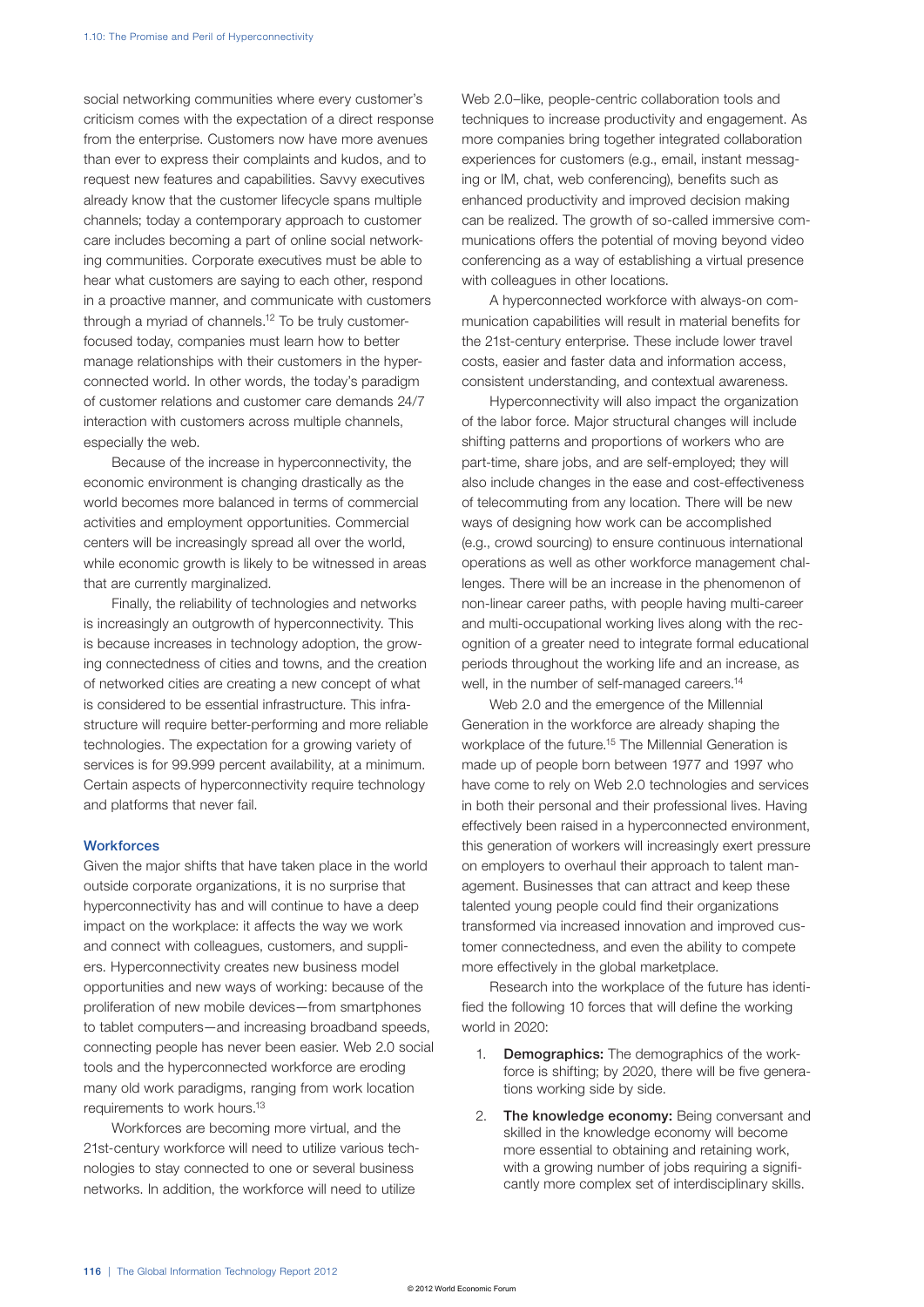social networking communities where every customer's criticism comes with the expectation of a direct response from the enterprise. Customers now have more avenues than ever to express their complaints and kudos, and to request new features and capabilities. Savvy executives already know that the customer lifecycle spans multiple channels; today a contemporary approach to customer care includes becoming a part of online social networking communities. Corporate executives must be able to hear what customers are saying to each other, respond in a proactive manner, and communicate with customers through a myriad of channels.[12] To be truly customer-focused today, companies must learn how to better manage relationships with their customers in the hyperconnected world. In other words, the today's paradigm of customer relations and customer care demands 24/7 interaction with customers across multiple channels, especially the web.

Because of the increase in hyperconnectivity, the economic environment is changing drastically as the world becomes more balanced in terms of commercial activities and employment opportunities. Commercial centers will be increasingly spread all over the world, while economic growth is likely to be witnessed in areas that are currently marginalized.

Finally, the reliability of technologies and networks is increasingly an outgrowth of hyperconnectivity. This is because increases in technology adoption, the growing connectedness of cities and towns, and the creation of networked cities are creating a new concept of what is considered to be essential infrastructure. This infrastructure will require better-performing and more reliable technologies. The expectation for a growing variety of services is for 99.999 percent availability, at a minimum. Certain aspects of hyperconnectivity require technology and platforms that never fail.

### Workforces

Given the major shifts that have taken place in the world outside corporate organizations, it is no surprise that hyperconnectivity has and will continue to have a deep impact on the workplace: it affects the way we work and connect with colleagues, customers, and suppliers. Hyperconnectivity creates new business model opportunities and new ways of working: because of the proliferation of new mobile devices—from smartphones to tablet computers—and increasing broadband speeds, connecting people has never been easier. Web 2.0 social tools and the hyperconnected workforce are eroding many old work paradigms, ranging from work location requirements to work hours.[13]

Workforces are becoming more virtual, and the 21st-century workforce will need to utilize various technologies to stay connected to one or several business networks. In addition, the workforce will need to utilize Web 2.0–like, people-centric collaboration tools and techniques to increase productivity and engagement. As more companies bring together integrated collaboration experiences for customers (e.g., email, instant messaging or IM, chat, web conferencing), benefits such as enhanced productivity and improved decision making can be realized. The growth of so-called immersive communications offers the potential of moving beyond video conferencing as a way of establishing a virtual presence with colleagues in other locations.

A hyperconnected workforce with always-on communication capabilities will result in material benefits for the 21st-century enterprise. These include lower travel costs, easier and faster data and information access, consistent understanding, and contextual awareness.

Hyperconnectivity will also impact the organization of the labor force. Major structural changes will include shifting patterns and proportions of workers who are part-time, share jobs, and are self-employed; they will also include changes in the ease and cost-effectiveness of telecommuting from any location. There will be new ways of designing how work can be accomplished (e.g., crowd sourcing) to ensure continuous international operations as well as other workforce management challenges. There will be an increase in the phenomenon of non-linear career paths, with people having multi-career and multi-occupational working lives along with the recognition of a greater need to integrate formal educational periods throughout the working life and an increase, as well, in the number of self-managed careers.[14]

Web 2.0 and the emergence of the Millennial Generation in the workforce are already shaping the workplace of the future.[15] The Millennial Generation is made up of people born between 1977 and 1997 who have come to rely on Web 2.0 technologies and services in both their personal and their professional lives. Having effectively been raised in a hyperconnected environment, this generation of workers will increasingly exert pressure on employers to overhaul their approach to talent management. Businesses that can attract and keep these talented young people could find their organizations transformed via increased innovation and improved customer connectedness, and even the ability to compete more effectively in the global marketplace.

Research into the workplace of the future has identified the following 10 forces that will define the working world in 2020:

1. **Demographics:** The demographics of the workforce is shifting; by 2020, there will be five generations working side by side.
2. **The knowledge economy:** Being conversant and skilled in the knowledge economy will become more essential to obtaining and retaining work, with a growing number of jobs requiring a significantly more complex set of interdisciplinary skills.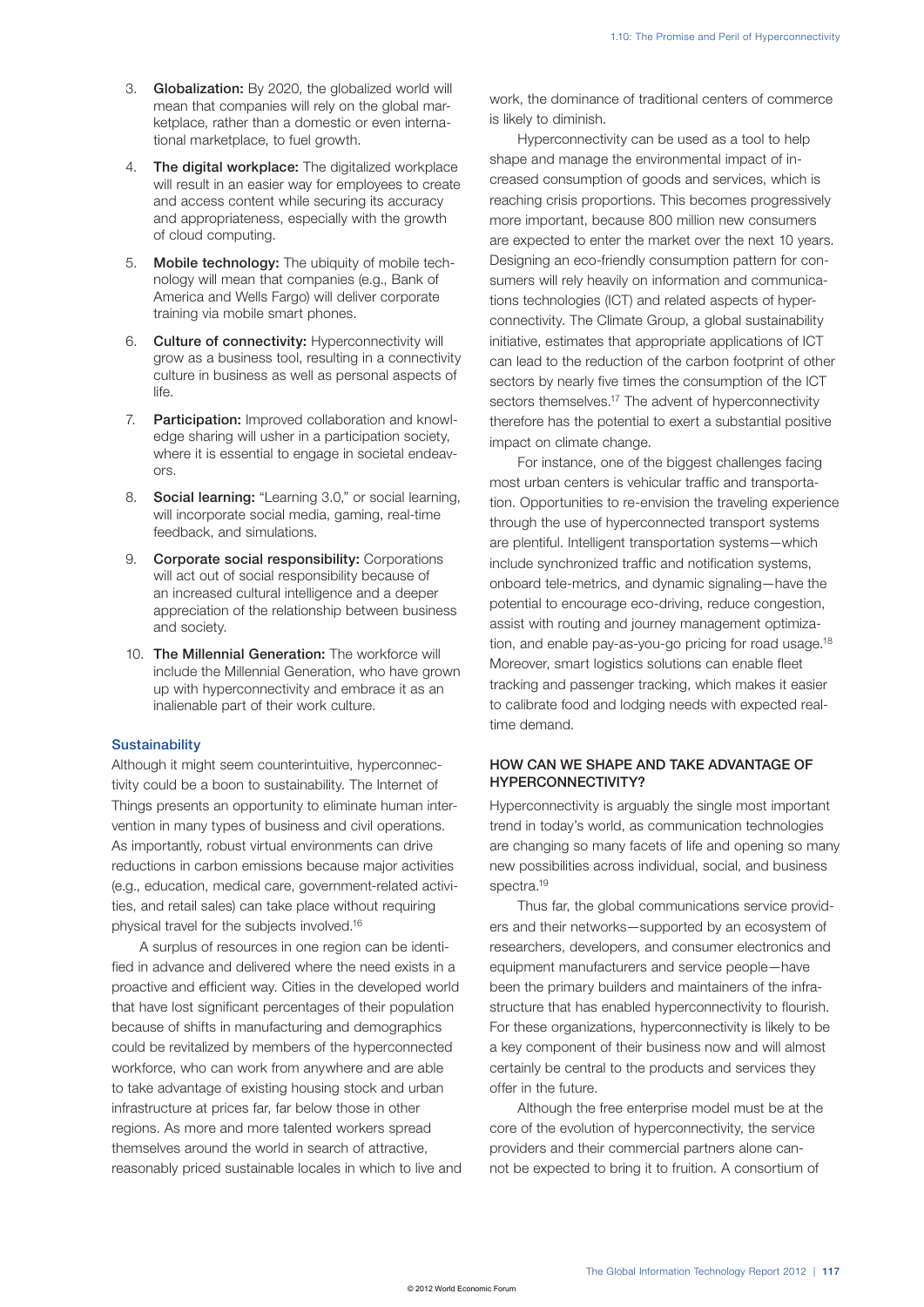3. **Globalization:** By 2020, the globalized world will mean that companies will rely on the global marketplace, rather than a domestic or even international marketplace, to fuel growth.
4. **The digital workplace:** The digitalized workplace will result in an easier way for employees to create and access content while securing its accuracy and appropriateness, especially with the growth of cloud computing.
5. **Mobile technology:** The ubiquity of mobile technology will mean that companies (e.g., Bank of America and Wells Fargo) will deliver corporate training via mobile smart phones.
6. **Culture of connectivity:** Hyperconnectivity will grow as a business tool, resulting in a connectivity culture in business as well as personal aspects of life.
7. **Participation:** Improved collaboration and knowledge sharing will usher in a participation society, where it is essential to engage in societal endeavors.
8. **Social learning:** "Learning 3.0," or social learning, will incorporate social media, gaming, real-time feedback, and simulations.
9. **Corporate social responsibility:** Corporations will act out of social responsibility because of an increased cultural intelligence and a deeper appreciation of the relationship between business and society.
10. **The Millennial Generation:** The workforce will include the Millennial Generation, who have grown up with hyperconnectivity and embrace it as an inalienable part of their work culture.

### Sustainability

Although it might seem counterintuitive, hyperconnectivity could be a boon to sustainability. The Internet of Things presents an opportunity to eliminate human intervention in many types of business and civil operations. As importantly, robust virtual environments can drive reductions in carbon emissions because major activities (e.g., education, medical care, government-related activities, and retail sales) can take place without requiring physical travel for the subjects involved.[16]

A surplus of resources in one region can be identified in advance and delivered where the need exists in a proactive and efficient way. Cities in the developed world that have lost significant percentages of their population because of shifts in manufacturing and demographics could be revitalized by members of the hyperconnected workforce, who can work from anywhere and are able to take advantage of existing housing stock and urban infrastructure at prices far, far below those in other regions. As more and more talented workers spread themselves around the world in search of attractive, reasonably priced sustainable locales in which to live and work, the dominance of traditional centers of commerce is likely to diminish.

Hyperconnectivity can be used as a tool to help shape and manage the environmental impact of increased consumption of goods and services, which is reaching crisis proportions. This becomes progressively more important, because 800 million new consumers are expected to enter the market over the next 10 years. Designing an eco-friendly consumption pattern for consumers will rely heavily on information and communications technologies (ICT) and related aspects of hyperconnectivity. The Climate Group, a global sustainability initiative, estimates that appropriate applications of ICT can lead to the reduction of the carbon footprint of other sectors by nearly five times the consumption of the ICT sectors themselves.[17] The advent of hyperconnectivity therefore has the potential to exert a substantial positive impact on climate change.

For instance, one of the biggest challenges facing most urban centers is vehicular traffic and transportation. Opportunities to re-envision the traveling experience through the use of hyperconnected transport systems are plentiful. Intelligent transportation systems—which include synchronized traffic and notification systems, onboard tele-metrics, and dynamic signaling—have the potential to encourage eco-driving, reduce congestion, assist with routing and journey management optimization, and enable pay-as-you-go pricing for road usage.[18] Moreover, smart logistics solutions can enable fleet tracking and passenger tracking, which makes it easier to calibrate food and lodging needs with expected real-time demand.

## HOW CAN WE SHAPE AND TAKE ADVANTAGE OF HYPERCONNECTIVITY?

Hyperconnectivity is arguably the single most important trend in today's world, as communication technologies are changing so many facets of life and opening so many new possibilities across individual, social, and business spectra.[19]

Thus far, the global communications service providers and their networks—supported by an ecosystem of researchers, developers, and consumer electronics and equipment manufacturers and service people—have been the primary builders and maintainers of the infrastructure that has enabled hyperconnectivity to flourish. For these organizations, hyperconnectivity is likely to be a key component of their business now and will almost certainly be central to the products and services they offer in the future.

Although the free enterprise model must be at the core of the evolution of hyperconnectivity, the service providers and their commercial partners alone cannot be expected to bring it to fruition. A consortium of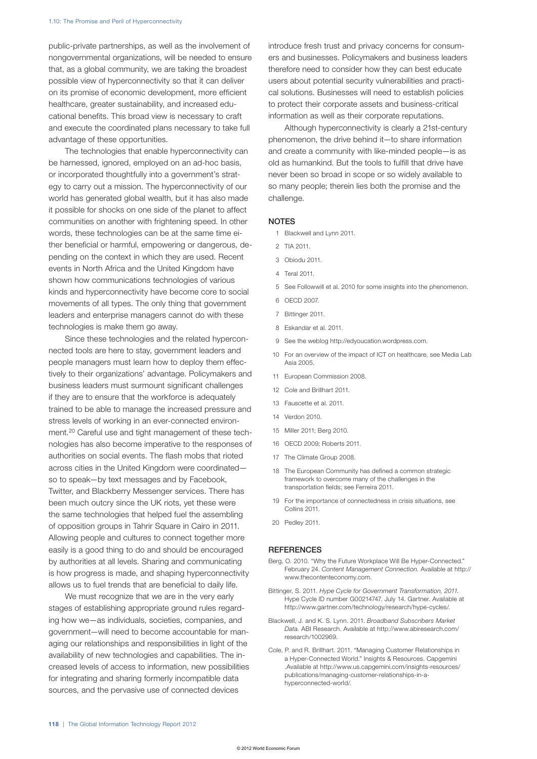public-private partnerships, as well as the involvement of nongovernmental organizations, will be needed to ensure that, as a global community, we are taking the broadest possible view of hyperconnectivity so that it can deliver on its promise of economic development, more efficient healthcare, greater sustainability, and increased educational benefits. This broad view is necessary to craft and execute the coordinated plans necessary to take full advantage of these opportunities.

The technologies that enable hyperconnectivity can be harnessed, ignored, employed on an ad-hoc basis, or incorporated thoughtfully into a government's strategy to carry out a mission. The hyperconnectivity of our world has generated global wealth, but it has also made it possible for shocks on one side of the planet to affect communities on another with frightening speed. In other words, these technologies can be at the same time either beneficial or harmful, empowering or dangerous, depending on the context in which they are used. Recent events in North Africa and the United Kingdom have shown how communications technologies of various kinds and hyperconnectivity have become core to social movements of all types. The only thing that government leaders and enterprise managers cannot do with these technologies is make them go away.

Since these technologies and the related hyperconnected tools are here to stay, government leaders and people managers must learn how to deploy them effectively to their organizations' advantage. Policymakers and business leaders must surmount significant challenges if they are to ensure that the workforce is adequately trained to be able to manage the increased pressure and stress levels of working in an ever-connected environment.[20] Careful use and tight management of these technologies has also become imperative to the responses of authorities on social events. The flash mobs that rioted across cities in the United Kingdom were coordinated—so to speak—by text messages and by Facebook, Twitter, and Blackberry Messenger services. There has been much outcry since the UK riots, yet these were the same technologies that helped fuel the assembling of opposition groups in Tahrir Square in Cairo in 2011. Allowing people and cultures to connect together more easily is a good thing to do and should be encouraged by authorities at all levels. Sharing and communicating is how progress is made, and shaping hyperconnectivity allows us to fuel trends that are beneficial to daily life.

We must recognize that we are in the very early stages of establishing appropriate ground rules regarding how we—as individuals, societies, companies, and government—will need to become accountable for managing our relationships and responsibilities in light of the availability of new technologies and capabilities. The increased levels of access to information, new possibilities for integrating and sharing formerly incompatible data sources, and the pervasive use of connected devices introduce fresh trust and privacy concerns for consumers and businesses. Policymakers and business leaders therefore need to consider how they can best educate users about potential security vulnerabilities and practical solutions. Businesses will need to establish policies to protect their corporate assets and business-critical information as well as their corporate reputations.

Although hyperconnectivity is clearly a 21st-century phenomenon, the drive behind it—to share information and create a community with like-minded people—is as old as humankind. But the tools to fulfill that drive have never been so broad in scope or so widely available to so many people; therein lies both the promise and the challenge.

## NOTES

1. Blackwell and Lynn 2011.
2. TIA 2011.
3. Obiodu 2011.
4. Teral 2011.
5. See Followwill et al. 2010 for some insights into the phenomenon.
6. OECD 2007.
7. Bittinger 2011.
8. Eskandar et al. 2011.
9. See the weblog http://edyoucation.wordpress.com.
10. For an overview of the impact of ICT on healthcare, see Media Lab Asia 2005.
11. European Commission 2008.
12. Cole and Brillhart 2011.
13. Fauscette et al. 2011.
14. Verdon 2010.
15. Miller 2011; Berg 2010.
16. OECD 2009; Roberts 2011.
17. The Climate Group 2008.
18. The European Community has defined a common strategic framework to overcome many of the challenges in the transportation fields; see Ferreira 2011.
19. For the importance of connectedness in crisis situations, see Collins 2011.
20. Pedley 2011.

## REFERENCES

Berg, O. 2010. "Why the Future Workplace Will Be Hyper-Connected." February 24. *Content Management Connection.* Available at http://www.thecontenteconomy.com.

Bittinger, S. 2011. *Hype Cycle for Government Transformation, 2011.* Hype Cycle ID number G00214747. July 14. Gartner. Available at http://www.gartner.com/technology/research/hype-cycles/.

Blackwell, J. and K. S. Lynn. 2011. *Broadband Subscribers Market Data.* ABI Research. Available at http://www.abiresearch.com/research/1002969.

Cole, P. and R. Brillhart. 2011. "Managing Customer Relationships in a Hyper-Connected World." Insights & Resources. Capgemini .Available at http://www.us.capgemini.com/insights-resources/publications/managing-customer-relationships-in-a-hyperconnected-world/.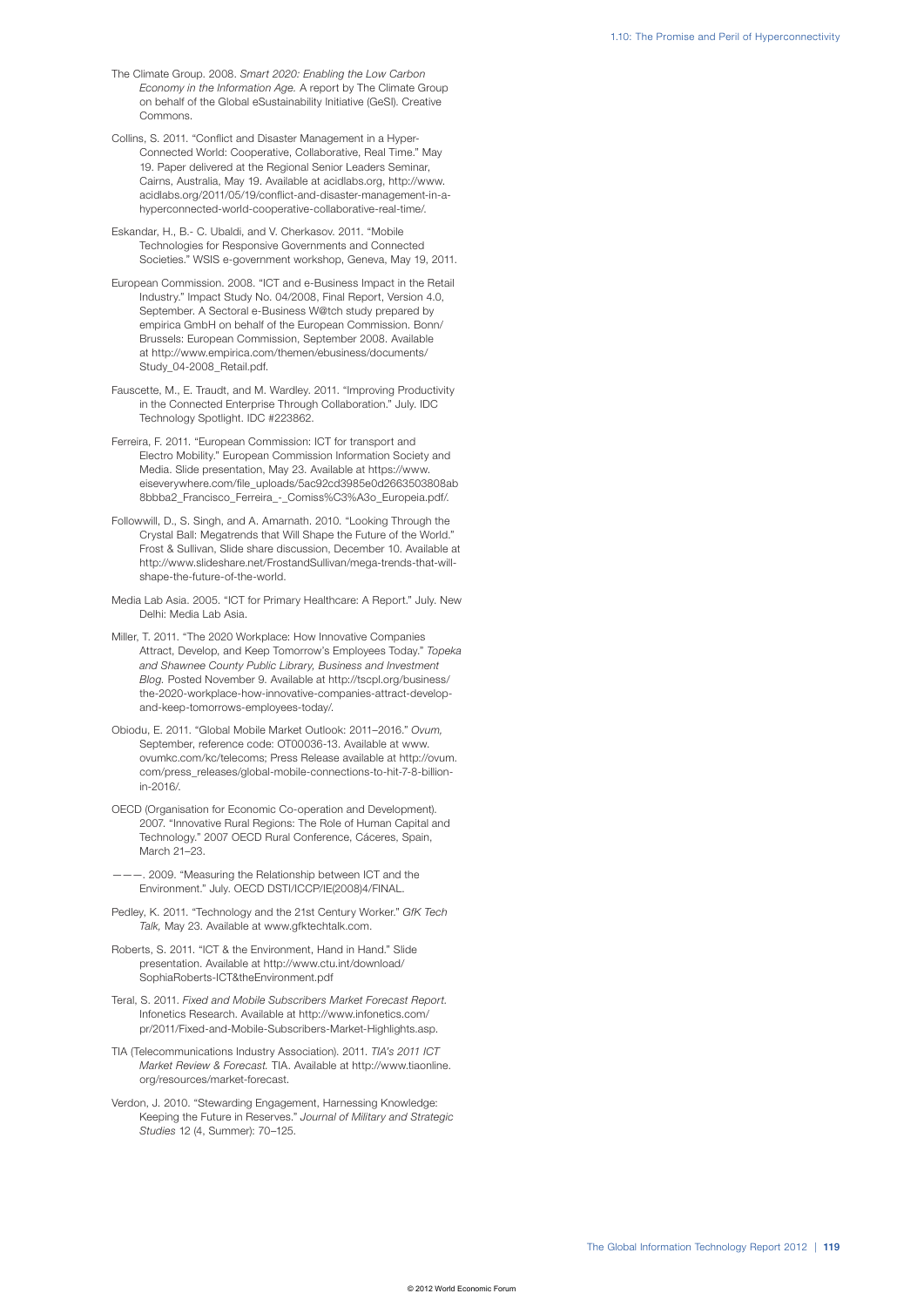The Climate Group. 2008. *Smart 2020: Enabling the Low Carbon Economy in the Information Age.* A report by The Climate Group on behalf of the Global eSustainability Initiative (GeSI). Creative Commons.

Collins, S. 2011. "Conflict and Disaster Management in a Hyper-Connected World: Cooperative, Collaborative, Real Time." May 19. Paper delivered at the Regional Senior Leaders Seminar, Cairns, Australia, May 19. Available at acidlabs.org, http://www.acidlabs.org/2011/05/19/conflict-and-disaster-management-in-a-hyperconnected-world-cooperative-collaborative-real-time/.

Eskandar, H., B.- C. Ubaldi, and V. Cherkasov. 2011. "Mobile Technologies for Responsive Governments and Connected Societies." WSIS e-government workshop, Geneva, May 19, 2011.

European Commission. 2008. "ICT and e-Business Impact in the Retail Industry." Impact Study No. 04/2008, Final Report, Version 4.0, September. A Sectoral e-Business W@tch study prepared by empirica GmbH on behalf of the European Commission. Bonn/Brussels: European Commission, September 2008. Available at http://www.empirica.com/themen/ebusiness/documents/Study_04-2008_Retail.pdf.

Fauscette, M., E. Traudt, and M. Wardley. 2011. "Improving Productivity in the Connected Enterprise Through Collaboration." July. IDC Technology Spotlight. IDC #223862.

Ferreira, F. 2011. "European Commission: ICT for transport and Electro Mobility." European Commission Information Society and Media. Slide presentation, May 23. Available at https://www.eiseverywhere.com/file_uploads/5ac92cd3985e0d2663503808ab8bbba2_Francisco_Ferreira_-_Comiss%C3%A3o_Europeia.pdf/.

Followwill, D., S. Singh, and A. Amarnath. 2010. "Looking Through the Crystal Ball: Megatrends that Will Shape the Future of the World." Frost & Sullivan, Slide share discussion, December 10. Available at http://www.slideshare.net/FrostandSullivan/mega-trends-that-will-shape-the-future-of-the-world.

Media Lab Asia. 2005. "ICT for Primary Healthcare: A Report." July. New Delhi: Media Lab Asia.

Miller, T. 2011. "The 2020 Workplace: How Innovative Companies Attract, Develop, and Keep Tomorrow's Employees Today." *Topeka and Shawnee County Public Library, Business and Investment Blog.* Posted November 9. Available at http://tscpl.org/business/the-2020-workplace-how-innovative-companies-attract-develop-and-keep-tomorrows-employees-today/.

Obiodu, E. 2011. "Global Mobile Market Outlook: 2011–2016." *Ovum,* September, reference code: OT00036-13. Available at www.ovumkc.com/kc/telecoms; Press Release available at http://ovum.com/press_releases/global-mobile-connections-to-hit-7-8-billion-in-2016/.

OECD (Organisation for Economic Co-operation and Development). 2007. "Innovative Rural Regions: The Role of Human Capital and Technology." 2007 OECD Rural Conference, Cáceres, Spain, March 21–23.

———. 2009. "Measuring the Relationship between ICT and the Environment." July. OECD DSTI/ICCP/IE(2008)4/FINAL.

Pedley, K. 2011. "Technology and the 21st Century Worker." *GfK Tech Talk,* May 23. Available at www.gfktechtalk.com.

Roberts, S. 2011. "ICT & the Environment, Hand in Hand." Slide presentation. Available at http://www.ctu.int/download/SophiaRoberts-ICT&theEnvironment.pdf

Teral, S. 2011. *Fixed and Mobile Subscribers Market Forecast Report.* Infonetics Research. Available at http://www.infonetics.com/pr/2011/Fixed-and-Mobile-Subscribers-Market-Highlights.asp.

TIA (Telecommunications Industry Association). 2011. *TIA's 2011 ICT Market Review & Forecast.* TIA. Available at http://www.tiaonline.org/resources/market-forecast.

Verdon, J. 2010. "Stewarding Engagement, Harnessing Knowledge: Keeping the Future in Reserves." *Journal of Military and Strategic Studies* 12 (4, Summer): 70–125.